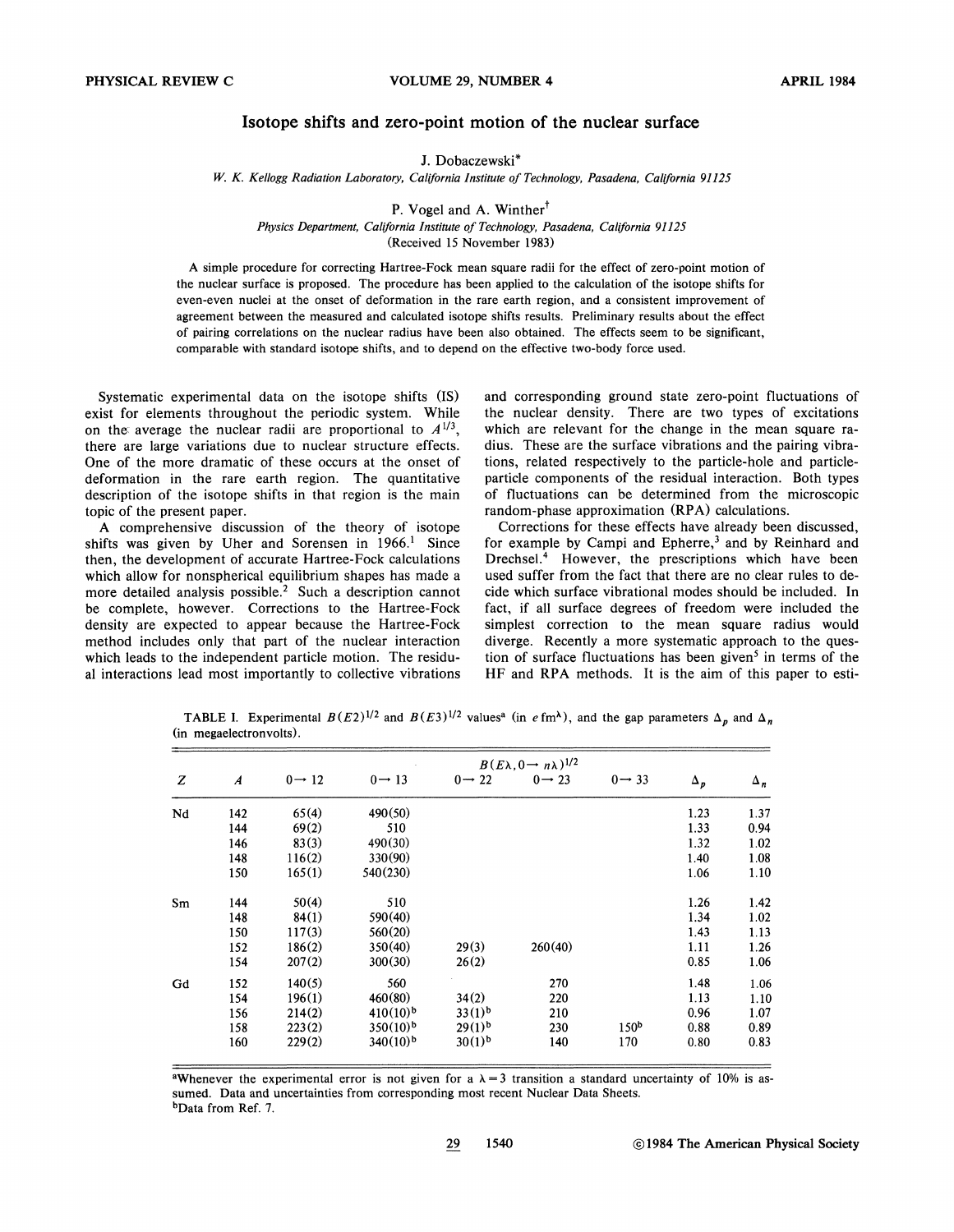# Isotope shifts and zero-point motion of the nuclear surface

J. Dobaczewski*

*W. K. Kellogg Radiation Laboratory, California Institute of Technology, Pasadena, California 91125*

P. Vogel and A. Winther†

*Physics Department, California Institute of Technology, Pasadena, California 91125*

(Received 15 November 1983)

A simple procedure for correcting Hartree-Fock mean square radii for the effect of zero-point motion of the nuclear surface is proposed. The procedure has been applied to the calculation of the isotope shifts for even-even nuclei at the onset of deformation in the rare earth region, and a consistent improvement of agreement between the measured and calculated isotope shifts results. Preliminary results about the effect of pairing correlations on the nuclear radius have been also obtained. The effects seem to be significant, comparable with standard isotope shifts, and to depend on the effective two-body force used.

Systematic experimental data on the isotope shifts (IS) exist for elements throughout the periodic system. While on the average the nuclear radii are proportional to $A^{1/3}$, there are large variations due to nuclear structure effects. One of the more dramatic of these occurs at the onset of deformation in the rare earth region. The quantitative description of the isotope shifts in that region is the main topic of the present paper.

A comprehensive discussion of the theory of isotope shifts was given by Uher and Sorensen in 1966.[1] Since then, the development of accurate Hartree-Fock calculations which allow for nonspherical equilibrium shapes has made a more detailed analysis possible.[2] Such a description cannot be complete, however. Corrections to the Hartree-Fock density are expected to appear because the Hartree-Fock method includes only that part of the nuclear interaction which leads to the independent particle motion. The residual interactions lead most importantly to collective vibrations and corresponding ground state zero-point fluctuations of the nuclear density. There are two types of excitations which are relevant for the change in the mean square radius. These are the surface vibrations and the pairing vibrations, related respectively to the particle-hole and particle-particle components of the residual interaction. Both types of fluctuations can be determined from the microscopic random-phase approximation (RPA) calculations.

Corrections for these effects have already been discussed, for example by Campi and Epherre,[3] and by Reinhard and Drechsel.[4] However, the prescriptions which have been used suffer from the fact that there are no clear rules to decide which surface vibrational modes should be included. In fact, if all surface degrees of freedom were included the simplest correction to the mean square radius would diverge. Recently a more systematic approach to the question of surface fluctuations has been given[5] in terms of the HF and RPA methods. It is the aim of this paper to esti-

TABLE I. Experimental $B(E2)^{1/2}$ and $B(E3)^{1/2}$ values[a] (in $e\,\mathrm{fm}^{\lambda}$), and the gap parameters $\Delta_p$ and $\Delta_n$ (in megaelectronvolts).

| | | $B(E\lambda, 0\rightarrow n\lambda)^{1/2}$ | | | | | | |
|---|---|---|---|---|---|---|---|---|
| $Z$ | $A$ | $0\rightarrow 12$ | $0\rightarrow 13$ | $0\rightarrow 22$ | $0\rightarrow 23$ | $0\rightarrow 33$ | $\Delta_p$ | $\Delta_n$ |
| Nd | 142 | 65(4) | 490(50) | | | | 1.23 | 1.37 |
| | 144 | 69(2) | 510 | | | | 1.33 | 0.94 |
| | 146 | 83(3) | 490(30) | | | | 1.32 | 1.02 |
| | 148 | 116(2) | 330(90) | | | | 1.40 | 1.08 |
| | 150 | 165(1) | 540(230) | | | | 1.06 | 1.10 |
| Sm | 144 | 50(4) | 510 | | | | 1.26 | 1.42 |
| | 148 | 84(1) | 590(40) | | | | 1.34 | 1.02 |
| | 150 | 117(3) | 560(20) | | | | 1.43 | 1.13 |
| | 152 | 186(2) | 350(40) | 29(3) | 260(40) | | 1.11 | 1.26 |
| | 154 | 207(2) | 300(30) | 26(2) | | | 0.85 | 1.06 |
| Gd | 152 | 140(5) | 560 | | 270 | | 1.48 | 1.06 |
| | 154 | 196(1) | 460(80) | 34(2) | 220 | | 1.13 | 1.10 |
| | 156 | 214(2) | 410(10)[b] | 33(1)[b] | 210 | | 0.96 | 1.07 |
| | 158 | 223(2) | 350(10)[b] | 29(1)[b] | 230 | 150[b] | 0.88 | 0.89 |
| | 160 | 229(2) | 340(10)[b] | 30(1)[b] | 140 | 170 | 0.80 | 0.83 |

[a]Whenever the experimental error is not given for a $\lambda=3$ transition a standard uncertainty of 10% is assumed. Data and uncertainties from corresponding most recent Nuclear Data Sheets.

[b]Data from Ref. 7.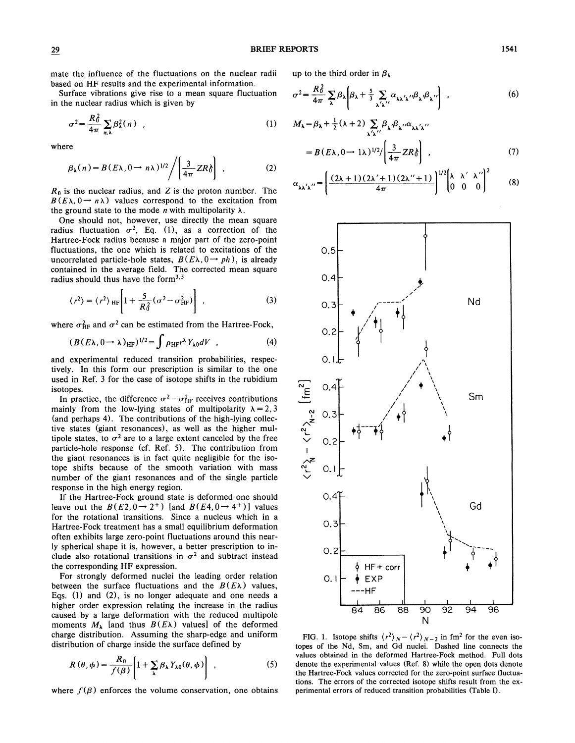mate the influence of the fluctuations on the nuclear radii based on HF results and the experimental information.

Surface vibrations give rise to a mean square fluctuation in the nuclear radius which is given by

$$\sigma^2 = \frac{R_0^2}{4\pi} \sum_{n,\lambda} \beta_\lambda^2(n) \ , \tag{1}$$

where

$$\beta_\lambda(n) = B(E\lambda, 0 \to n\lambda)^{1/2} \Big/ \left( \frac{3}{4\pi} Z R_0^\lambda \right) \ , \tag{2}$$

$R_0$ is the nuclear radius, and $Z$ is the proton number. The $B(E\lambda, 0 \to n\lambda)$ values correspond to the excitation from the ground state to the mode $n$ with multipolarity $\lambda$.

One should not, however, use directly the mean square radius fluctuation $\sigma^2$, Eq. (1), as a correction of the Hartree-Fock radius because a major part of the zero-point fluctuations, the one which is related to excitations of the uncorrelated particle-hole states, $B(E\lambda, 0 \to ph)$, is already contained in the average field. The corrected mean square radius should thus have the form[3,5]

$$\langle r^2 \rangle = \langle r^2 \rangle_{\rm HF} \left[ 1 + \frac{5}{R_0^2} (\sigma^2 - \sigma_{\rm HF}^2) \right] \ , \tag{3}$$

where $\sigma_{\rm HF}^2$ and $\sigma^2$ can be estimated from the Hartree-Fock,

$$(B(E\lambda, 0 \to \lambda)_{\rm HF})^{1/2} = \int \rho_{\rm HF} r^\lambda Y_{\lambda 0} dV \ , \tag{4}$$

and experimental reduced transition probabilities, respectively. In this form our prescription is similar to the one used in Ref. 3 for the case of isotope shifts in the rubidium isotopes.

In practice, the difference $\sigma^2 - \sigma_{\rm HF}^2$ receives contributions mainly from the low-lying states of multipolarity $\lambda = 2, 3$ (and perhaps 4). The contributions of the high-lying collective states (giant resonances), as well as the higher multipole states, to $\sigma^2$ are to a large extent canceled by the free particle-hole response (cf. Ref. 5). The contribution from the giant resonances is in fact quite negligible for the isotope shifts because of the smooth variation with mass number of the giant resonances and of the single particle response in the high energy region.

If the Hartree-Fock ground state is deformed one should leave out the $B(E2, 0 \to 2^+)$ [and $B(E4, 0 \to 4^+)$] values for the rotational transitions. Since a nucleus which in a Hartree-Fock treatment has a small equilibrium deformation often exhibits large zero-point fluctuations around this nearly spherical shape it is, however, a better prescription to include also rotational transitions in $\sigma^2$ and subtract instead the corresponding HF expression.

For strongly deformed nuclei the leading order relation between the surface fluctuations and the $B(E\lambda)$ values, Eqs. (1) and (2), is no longer adequate and one needs a higher order expression relating the increase in the radius caused by a large deformation with the reduced multipole moments $M_\lambda$ [and thus $B(E\lambda)$ values] of the deformed charge distribution. Assuming the sharp-edge and uniform distribution of charge inside the surface defined by

$$R(\theta, \phi) = \frac{R_0}{f(\beta)} \left[ 1 + \sum_\lambda \beta_\lambda Y_{\lambda 0}(\theta, \phi) \right] \ , \tag{5}$$

where $f(\beta)$ enforces the volume conservation, one obtains up to the third order in $\beta_\lambda$

$$\sigma^2 = \frac{R_0^2}{4\pi} \sum_\lambda \beta_\lambda \left[ \beta_\lambda + \frac{5}{3} \sum_{\lambda'\lambda''} \alpha_{\lambda\lambda'\lambda''} \beta_{\lambda'} \beta_{\lambda''} \right] \ , \tag{6}$$

$$\begin{aligned} M_\lambda &= \beta_\lambda + \tfrac{1}{2}(\lambda + 2) \sum_{\lambda'\lambda''} \beta_{\lambda'} \beta_{\lambda''} \alpha_{\lambda\lambda'\lambda''} \\ &= B(E\lambda, 0 \to 1\lambda)^{1/2} \Big/ \left( \frac{3}{4\pi} Z R_0^\lambda \right) \ , \end{aligned} \tag{7}$$

$$\alpha_{\lambda\lambda'\lambda''} = \left[ \frac{(2\lambda+1)(2\lambda'+1)(2\lambda''+1)}{4\pi} \right]^{1/2} \begin{pmatrix} \lambda & \lambda' & \lambda'' \\ 0 & 0 & 0 \end{pmatrix}^2 \tag{8}$$

FIG. 1. Isotope shifts $\langle r^2 \rangle_N - \langle r^2 \rangle_{N-2}$ in fm$^2$ for the even isotopes of the Nd, Sm, and Gd nuclei. Dashed line connects the values obtained in the deformed Hartree-Fock method. Full dots denote the experimental values (Ref. 8) while the open dots denote the Hartree-Fock values corrected for the zero-point surface fluctuations. The errors of the corrected isotope shifts result from the experimental errors of reduced transition probabilities (Table I).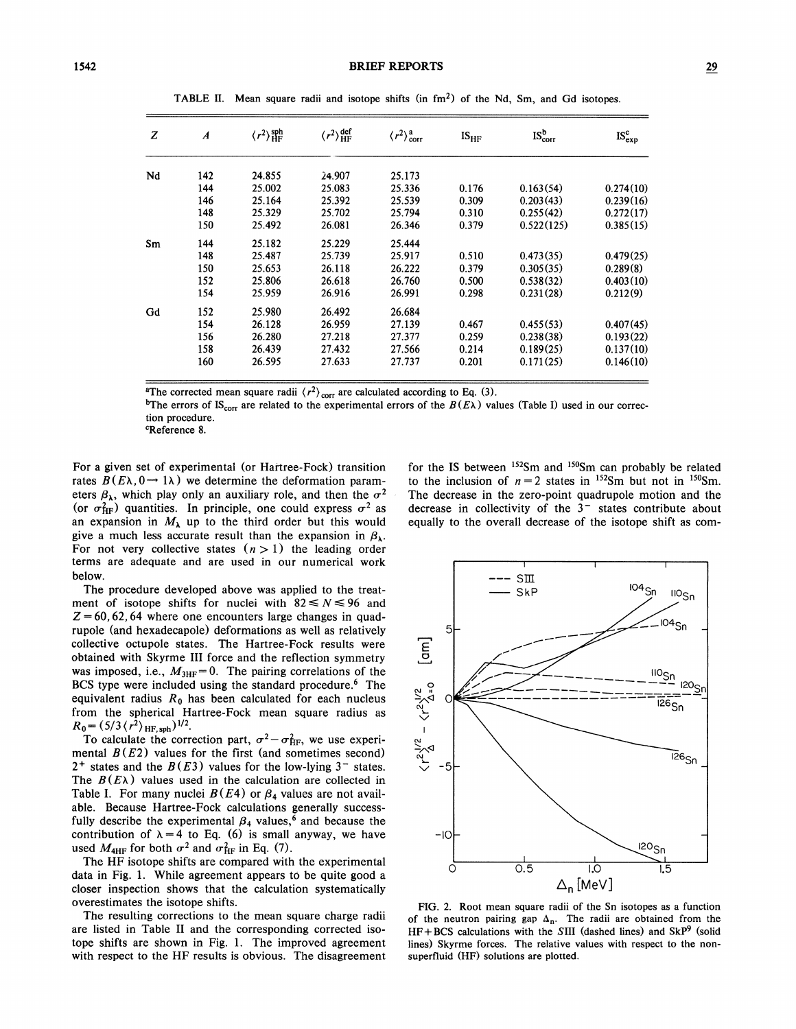TABLE II. Mean square radii and isotope shifts (in fm²) of the Nd, Sm, and Gd isotopes.

| $Z$ | $A$ | $\langle r^2\rangle_{\rm HF}^{\rm sph}$ | $\langle r^2\rangle_{\rm HF}^{\rm def}$ | $\langle r^2\rangle_{\rm corr}^{\rm a}$ | IS$_{\rm HF}$ | IS$_{\rm corr}^{\rm b}$ | IS$_{\rm exp}^{\rm c}$ |
|---|---|---|---|---|---|---|---|
| Nd | 142 | 24.855 | 24.907 | 25.173 | | | |
| | 144 | 25.002 | 25.083 | 25.336 | 0.176 | 0.163(54) | 0.274(10) |
| | 146 | 25.164 | 25.392 | 25.539 | 0.309 | 0.203(43) | 0.239(16) |
| | 148 | 25.329 | 25.702 | 25.794 | 0.310 | 0.255(42) | 0.272(17) |
| | 150 | 25.492 | 26.081 | 26.346 | 0.379 | 0.522(125) | 0.385(15) |
| Sm | 144 | 25.182 | 25.229 | 25.444 | | | |
| | 148 | 25.487 | 25.739 | 25.917 | 0.510 | 0.473(35) | 0.479(25) |
| | 150 | 25.653 | 26.118 | 26.222 | 0.379 | 0.305(35) | 0.289(8) |
| | 152 | 25.806 | 26.618 | 26.760 | 0.500 | 0.538(32) | 0.403(10) |
| | 154 | 25.959 | 26.916 | 26.991 | 0.298 | 0.231(28) | 0.212(9) |
| Gd | 152 | 25.980 | 26.492 | 26.684 | | | |
| | 154 | 26.128 | 26.959 | 27.139 | 0.467 | 0.455(53) | 0.407(45) |
| | 156 | 26.280 | 27.218 | 27.377 | 0.259 | 0.238(38) | 0.193(22) |
| | 158 | 26.439 | 27.432 | 27.566 | 0.214 | 0.189(25) | 0.137(10) |
| | 160 | 26.595 | 27.633 | 27.737 | 0.201 | 0.171(25) | 0.146(10) |

[a]The corrected mean square radii $\langle r^2\rangle_{\rm corr}$ are calculated according to Eq. (3).
[b]The errors of IS$_{\rm corr}$ are related to the experimental errors of the $B(E\lambda)$ values (Table I) used in our correction procedure.
[c]Reference 8.

For a given set of experimental (or Hartree-Fock) transition rates $B(E\lambda, 0\rightarrow 1\lambda)$ we determine the deformation parameters $\beta_\lambda$, which play only an auxiliary role, and then the $\sigma^2$ (or $\sigma^2_{\rm HF}$) quantities. In principle, one could express $\sigma^2$ as an expansion in $M_\lambda$ up to the third order but this would give a much less accurate result than the expansion in $\beta_\lambda$. For not very collective states ($n>1$) the leading order terms are adequate and are used in our numerical work below.

The procedure developed above was applied to the treatment of isotope shifts for nuclei with $82\leq N\leq 96$ and $Z=60,62,64$ where one encounters large changes in quadrupole (and hexadecapole) deformations as well as relatively collective octupole states. The Hartree-Fock results were obtained with Skyrme III force and the reflection symmetry was imposed, i.e., $M_{3\rm HF}=0$. The pairing correlations of the BCS type were included using the standard procedure.[6] The equivalent radius $R_0$ has been calculated for each nucleus from the spherical Hartree-Fock mean square radius as $R_0=(5/3\langle r^2\rangle_{\rm HF,sph})^{1/2}$.

To calculate the correction part, $\sigma^2-\sigma^2_{\rm HF}$, we use experimental $B(E2)$ values for the first (and sometimes second) $2^+$ states and the $B(E3)$ values for the low-lying $3^-$ states. The $B(E\lambda)$ values used in the calculation are collected in Table I. For many nuclei $B(E4)$ or $\beta_4$ values are not available. Because Hartree-Fock calculations generally successfully describe the experimental $\beta_4$ values,[6] and because the contribution of $\lambda=4$ to Eq. (6) is small anyway, we have used $M_{4\rm HF}$ for both $\sigma^2$ and $\sigma^2_{\rm HF}$ in Eq. (7).

The HF isotope shifts are compared with the experimental data in Fig. 1. While agreement appears to be quite good a closer inspection shows that the calculation systematically overestimates the isotope shifts.

The resulting corrections to the mean square charge radii are listed in Table II and the corresponding corrected isotope shifts are shown in Fig. 1. The improved agreement with respect to the HF results is obvious. The disagreement for the IS between $^{152}$Sm and $^{150}$Sm can probably be related to the inclusion of $n=2$ states in $^{152}$Sm but not in $^{150}$Sm. The decrease in the zero-point quadrupole motion and the decrease in collectivity of the $3^-$ states contribute about equally to the overall decrease of the isotope shift as com-

FIG. 2. Root mean square radii of the Sn isotopes as a function of the neutron pairing gap $\Delta_n$. The radii are obtained from the HF+BCS calculations with the SIII (dashed lines) and SkP[9] (solid lines) Skyrme forces. The relative values with respect to the nonsuperfluid (HF) solutions are plotted.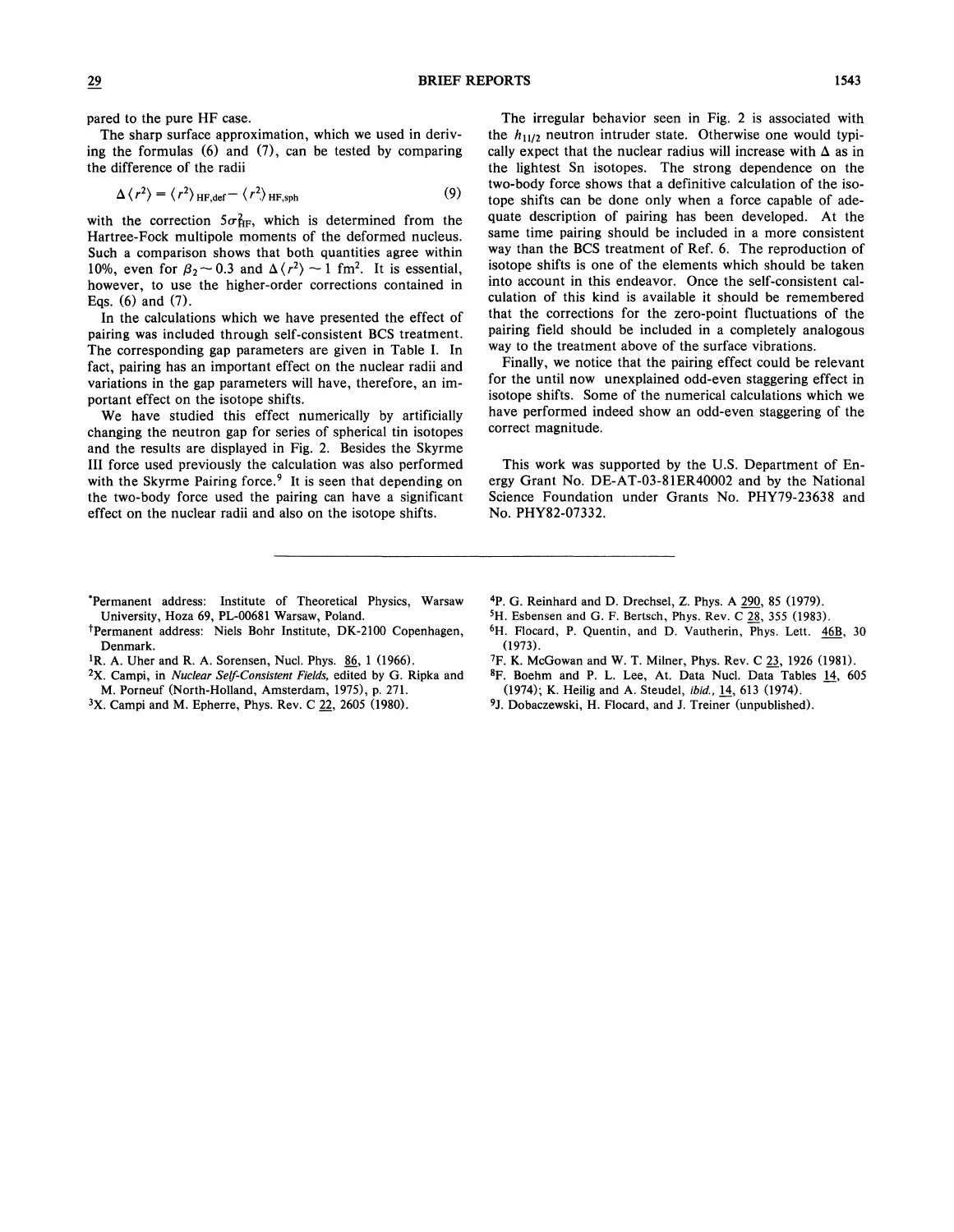pared to the pure HF case.

The sharp surface approximation, which we used in deriving the formulas (6) and (7), can be tested by comparing the difference of the radii

$$\Delta \langle r^2 \rangle = \langle r^2 \rangle_{\mathrm{HF,def}} - \langle r^2 \rangle_{\mathrm{HF,sph}} \tag{9}$$

with the correction $5\sigma_{\mathrm{HF}}^2$, which is determined from the Hartree-Fock multipole moments of the deformed nucleus. Such a comparison shows that both quantities agree within 10%, even for $\beta_2 \sim 0.3$ and $\Delta \langle r^2 \rangle \sim 1$ fm$^2$. It is essential, however, to use the higher-order corrections contained in Eqs. (6) and (7).

In the calculations which we have presented the effect of pairing was included through self-consistent BCS treatment. The corresponding gap parameters are given in Table I. In fact, pairing has an important effect on the nuclear radii and variations in the gap parameters will have, therefore, an important effect on the isotope shifts.

We have studied this effect numerically by artificially changing the neutron gap for series of spherical tin isotopes and the results are displayed in Fig. 2. Besides the Skyrme III force used previously the calculation was also performed with the Skyrme Pairing force.[9] It is seen that depending on the two-body force used the pairing can have a significant effect on the nuclear radii and also on the isotope shifts.

The irregular behavior seen in Fig. 2 is associated with the $h_{11/2}$ neutron intruder state. Otherwise one would typically expect that the nuclear radius will increase with $\Delta$ as in the lightest Sn isotopes. The strong dependence on the two-body force shows that a definitive calculation of the isotope shifts can be done only when a force capable of adequate description of pairing has been developed. At the same time pairing should be included in a more consistent way than the BCS treatment of Ref. 6. The reproduction of isotope shifts is one of the elements which should be taken into account in this endeavor. Once the self-consistent calculation of this kind is available it should be remembered that the corrections for the zero-point fluctuations of the pairing field should be included in a completely analogous way to the treatment above of the surface vibrations.

Finally, we notice that the pairing effect could be relevant for the until now unexplained odd-even staggering effect in isotope shifts. Some of the numerical calculations which we have performed indeed show an odd-even staggering of the correct magnitude.

This work was supported by the U.S. Department of Energy Grant No. DE-AT-03-81ER40002 and by the National Science Foundation under Grants No. PHY79-23638 and No. PHY82-07332.

---

*Permanent address: Institute of Theoretical Physics, Warsaw University, Hoza 69, PL-00681 Warsaw, Poland.

†Permanent address: Niels Bohr Institute, DK-2100 Copenhagen, Denmark.

[1] R. A. Uher and R. A. Sorensen, Nucl. Phys. 86, 1 (1966).

[2] X. Campi, in *Nuclear Self-Consistent Fields*, edited by G. Ripka and M. Porneuf (North-Holland, Amsterdam, 1975), p. 271.

[3] X. Campi and M. Epherre, Phys. Rev. C 22, 2605 (1980).

[4] P. G. Reinhard and D. Drechsel, Z. Phys. A 290, 85 (1979).

[5] H. Esbensen and G. F. Bertsch, Phys. Rev. C 28, 355 (1983).

[6] H. Flocard, P. Quentin, and D. Vautherin, Phys. Lett. 46B, 30 (1973).

[7] F. K. McGowan and W. T. Milner, Phys. Rev. C 23, 1926 (1981).

[8] F. Boehm and P. L. Lee, At. Data Nucl. Data Tables 14, 605 (1974); K. Heilig and A. Steudel, *ibid.*, 14, 613 (1974).

[9] J. Dobaczewski, H. Flocard, and J. Treiner (unpublished).